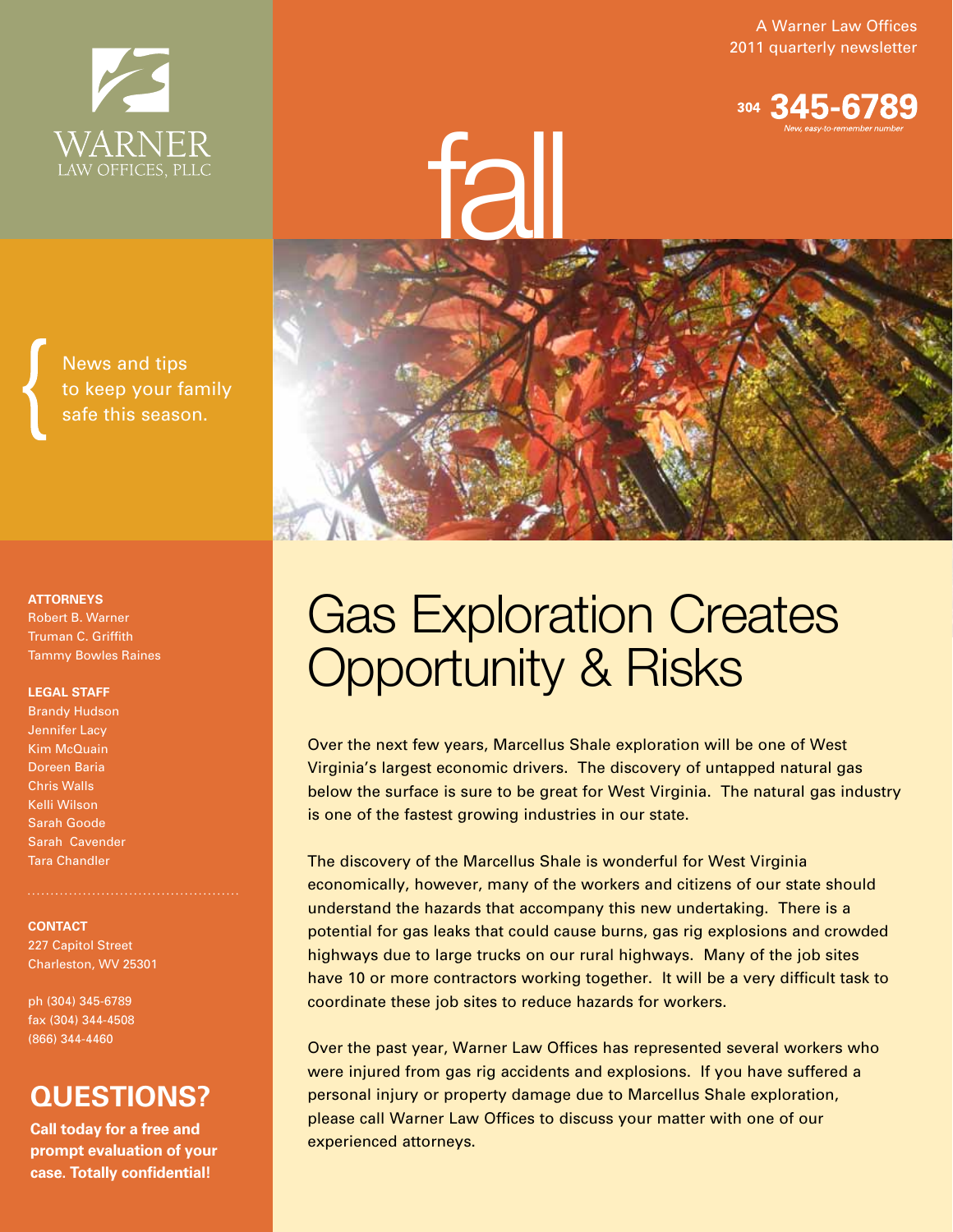A Warner Law Offices
2011 quarterly newsletter

304 **345-6789**
*New, easy-to-remember number*

WARNER
LAW OFFICES, PLLC

# fall

News and tips to keep your family safe this season.

**ATTORNEYS**
Robert B. Warner
Truman C. Griffith
Tammy Bowles Raines

**LEGAL STAFF**
Brandy Hudson
Jennifer Lacy
Kim McQuain
Doreen Baria
Chris Walls
Kelli Wilson
Sarah Goode
Sarah Cavender
Tara Chandler

**CONTACT**
227 Capitol Street
Charleston, WV 25301

ph (304) 345-6789
fax (304) 344-4508
(866) 344-4460

## QUESTIONS?

**Call today for a free and prompt evaluation of your case. Totally confidential!**

# Gas Exploration Creates Opportunity & Risks

Over the next few years, Marcellus Shale exploration will be one of West Virginia's largest economic drivers. The discovery of untapped natural gas below the surface is sure to be great for West Virginia. The natural gas industry is one of the fastest growing industries in our state.

The discovery of the Marcellus Shale is wonderful for West Virginia economically, however, many of the workers and citizens of our state should understand the hazards that accompany this new undertaking. There is a potential for gas leaks that could cause burns, gas rig explosions and crowded highways due to large trucks on our rural highways. Many of the job sites have 10 or more contractors working together. It will be a very difficult task to coordinate these job sites to reduce hazards for workers.

Over the past year, Warner Law Offices has represented several workers who were injured from gas rig accidents and explosions. If you have suffered a personal injury or property damage due to Marcellus Shale exploration, please call Warner Law Offices to discuss your matter with one of our experienced attorneys.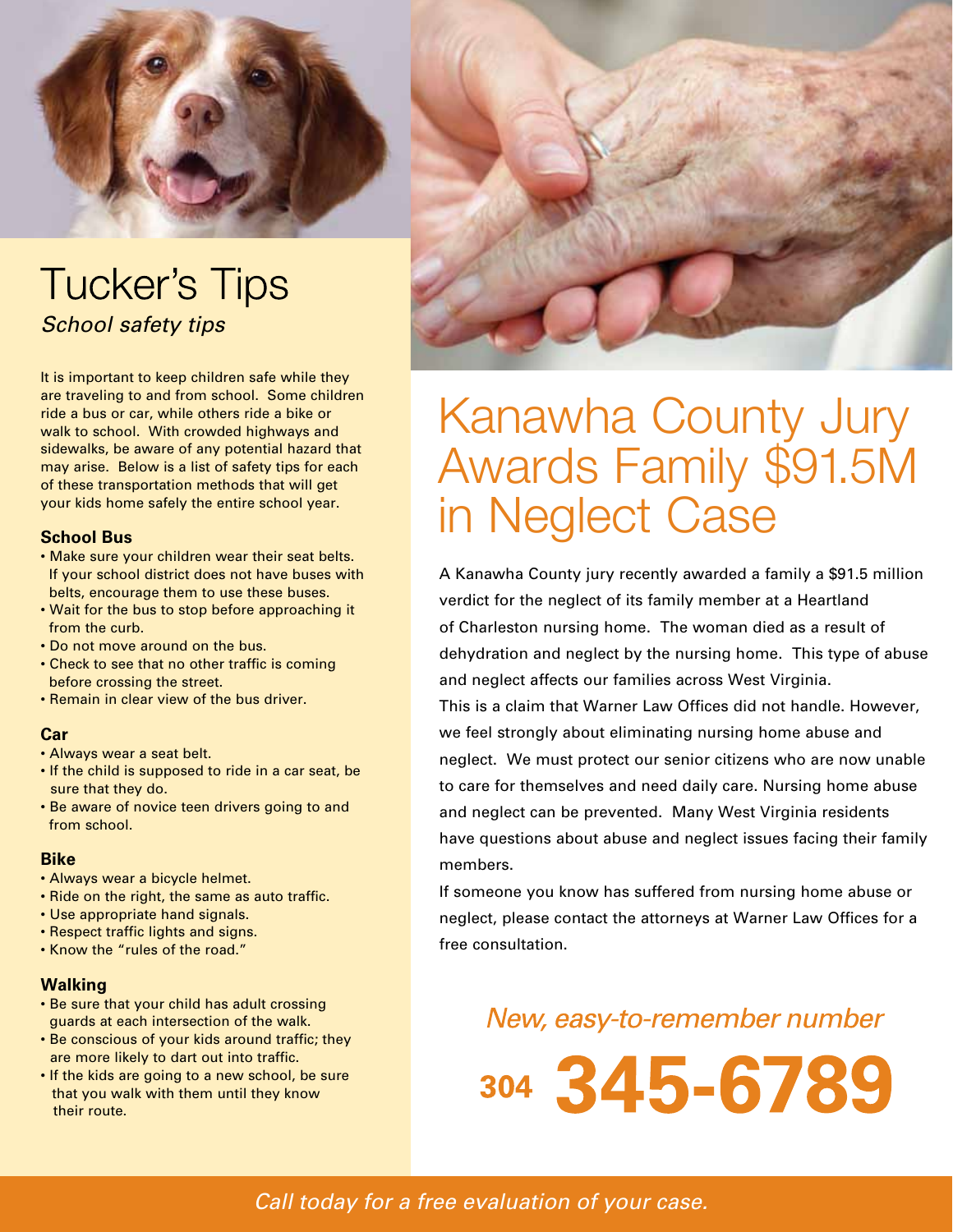# Tucker's Tips

*School safety tips*

It is important to keep children safe while they are traveling to and from school. Some children ride a bus or car, while others ride a bike or walk to school. With crowded highways and sidewalks, be aware of any potential hazard that may arise. Below is a list of safety tips for each of these transportation methods that will get your kids home safely the entire school year.

**School Bus**

- Make sure your children wear their seat belts. If your school district does not have buses with belts, encourage them to use these buses.
- Wait for the bus to stop before approaching it from the curb.
- Do not move around on the bus.
- Check to see that no other traffic is coming before crossing the street.
- Remain in clear view of the bus driver.

**Car**

- Always wear a seat belt.
- If the child is supposed to ride in a car seat, be sure that they do.
- Be aware of novice teen drivers going to and from school.

**Bike**

- Always wear a bicycle helmet.
- Ride on the right, the same as auto traffic.
- Use appropriate hand signals.
- Respect traffic lights and signs.
- Know the "rules of the road."

**Walking**

- Be sure that your child has adult crossing guards at each intersection of the walk.
- Be conscious of your kids around traffic; they are more likely to dart out into traffic.
- If the kids are going to a new school, be sure that you walk with them until they know their route.

# Kanawha County Jury Awards Family $91.5M in Neglect Case

A Kanawha County jury recently awarded a family a $91.5 million verdict for the neglect of its family member at a Heartland of Charleston nursing home. The woman died as a result of dehydration and neglect by the nursing home. This type of abuse and neglect affects our families across West Virginia.

This is a claim that Warner Law Offices did not handle. However, we feel strongly about eliminating nursing home abuse and neglect. We must protect our senior citizens who are now unable to care for themselves and need daily care. Nursing home abuse and neglect can be prevented. Many West Virginia residents have questions about abuse and neglect issues facing their family members.

If someone you know has suffered from nursing home abuse or neglect, please contact the attorneys at Warner Law Offices for a free consultation.

*New, easy-to-remember number*

**304 345-6789**

*Call today for a free evaluation of your case.*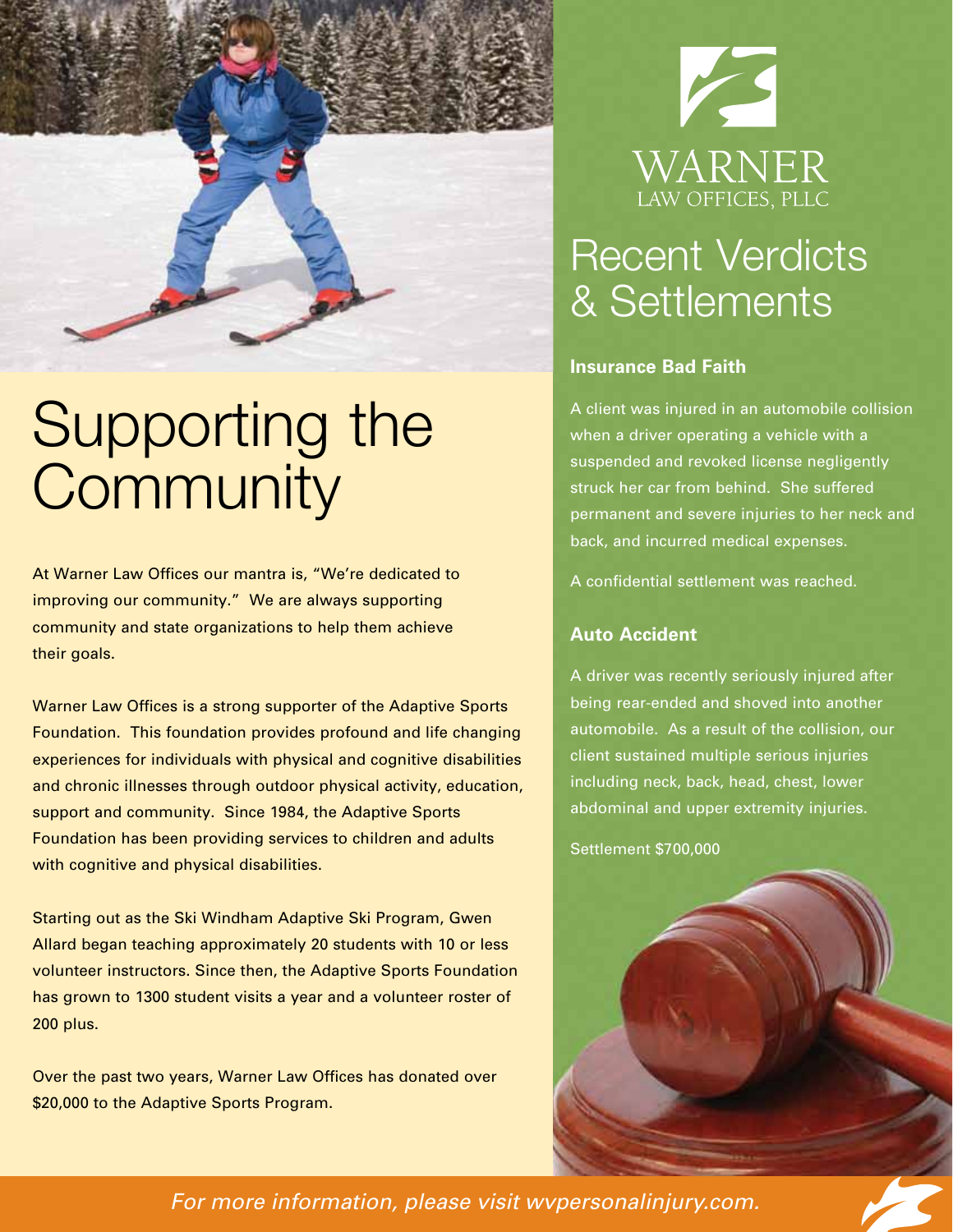# Supporting the Community

At Warner Law Offices our mantra is, "We're dedicated to improving our community." We are always supporting community and state organizations to help them achieve their goals.

Warner Law Offices is a strong supporter of the Adaptive Sports Foundation. This foundation provides profound and life changing experiences for individuals with physical and cognitive disabilities and chronic illnesses through outdoor physical activity, education, support and community. Since 1984, the Adaptive Sports Foundation has been providing services to children and adults with cognitive and physical disabilities.

Starting out as the Ski Windham Adaptive Ski Program, Gwen Allard began teaching approximately 20 students with 10 or less volunteer instructors. Since then, the Adaptive Sports Foundation has grown to 1300 student visits a year and a volunteer roster of 200 plus.

Over the past two years, Warner Law Offices has donated over $20,000 to the Adaptive Sports Program.

WARNER
LAW OFFICES, PLLC

# Recent Verdicts & Settlements

### Insurance Bad Faith

A client was injured in an automobile collision when a driver operating a vehicle with a suspended and revoked license negligently struck her car from behind. She suffered permanent and severe injuries to her neck and back, and incurred medical expenses.

A confidential settlement was reached.

### Auto Accident

A driver was recently seriously injured after being rear-ended and shoved into another automobile. As a result of the collision, our client sustained multiple serious injuries including neck, back, head, chest, lower abdominal and upper extremity injuries.

Settlement $700,000

*For more information, please visit wvpersonalinjury.com.*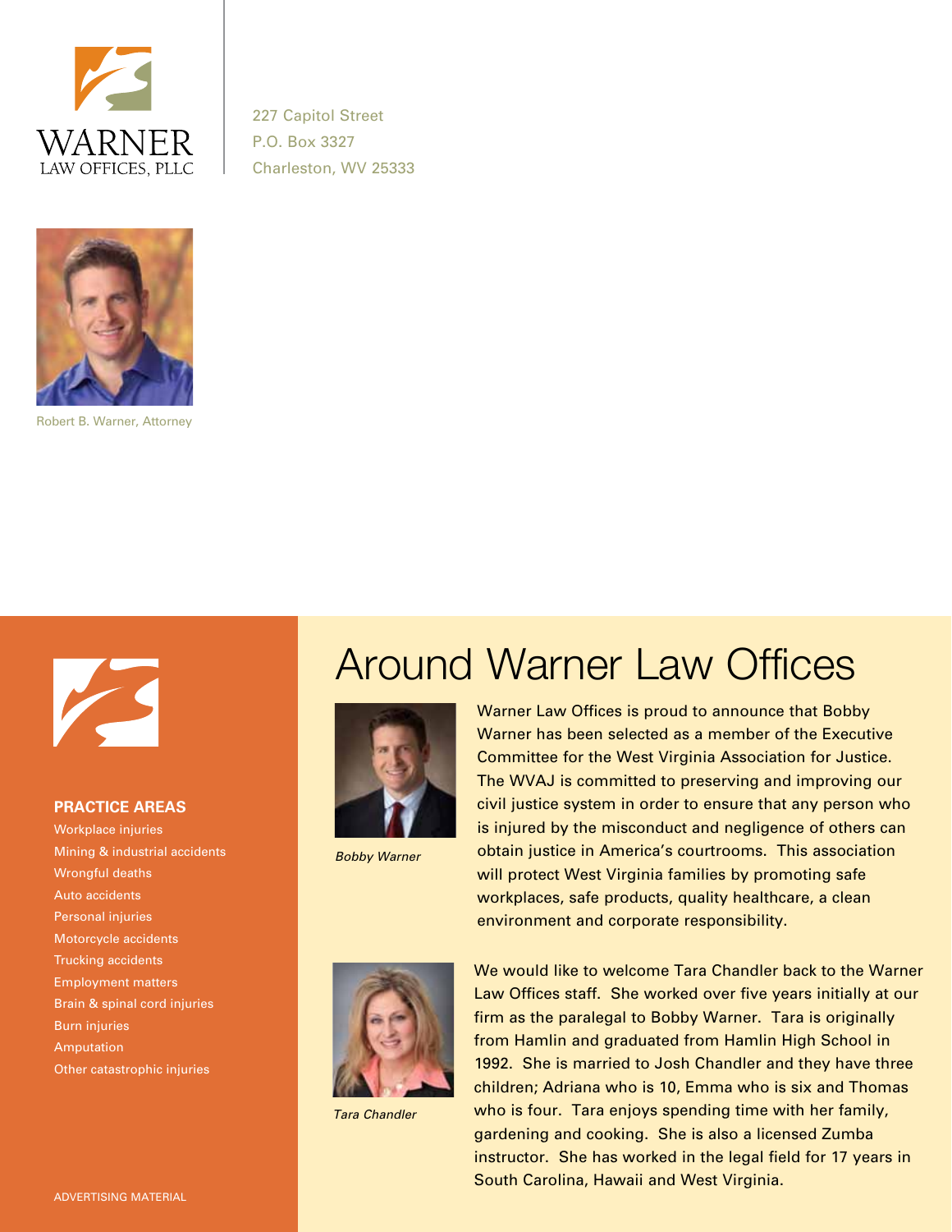WARNER
LAW OFFICES, PLLC

227 Capitol Street
P.O. Box 3327
Charleston, WV 25333

Robert B. Warner, Attorney

**PRACTICE AREAS**

- Workplace injuries
- Mining & industrial accidents
- Wrongful deaths
- Auto accidents
- Personal injuries
- Motorcycle accidents
- Trucking accidents
- Employment matters
- Brain & spinal cord injuries
- Burn injuries
- Amputation
- Other catastrophic injuries

ADVERTISING MATERIAL

# Around Warner Law Offices

*Bobby Warner*

Warner Law Offices is proud to announce that Bobby Warner has been selected as a member of the Executive Committee for the West Virginia Association for Justice. The WVAJ is committed to preserving and improving our civil justice system in order to ensure that any person who is injured by the misconduct and negligence of others can obtain justice in America's courtrooms. This association will protect West Virginia families by promoting safe workplaces, safe products, quality healthcare, a clean environment and corporate responsibility.

*Tara Chandler*

We would like to welcome Tara Chandler back to the Warner Law Offices staff. She worked over five years initially at our firm as the paralegal to Bobby Warner. Tara is originally from Hamlin and graduated from Hamlin High School in 1992. She is married to Josh Chandler and they have three children; Adriana who is 10, Emma who is six and Thomas who is four. Tara enjoys spending time with her family, gardening and cooking. She is also a licensed Zumba instructor. She has worked in the legal field for 17 years in South Carolina, Hawaii and West Virginia.